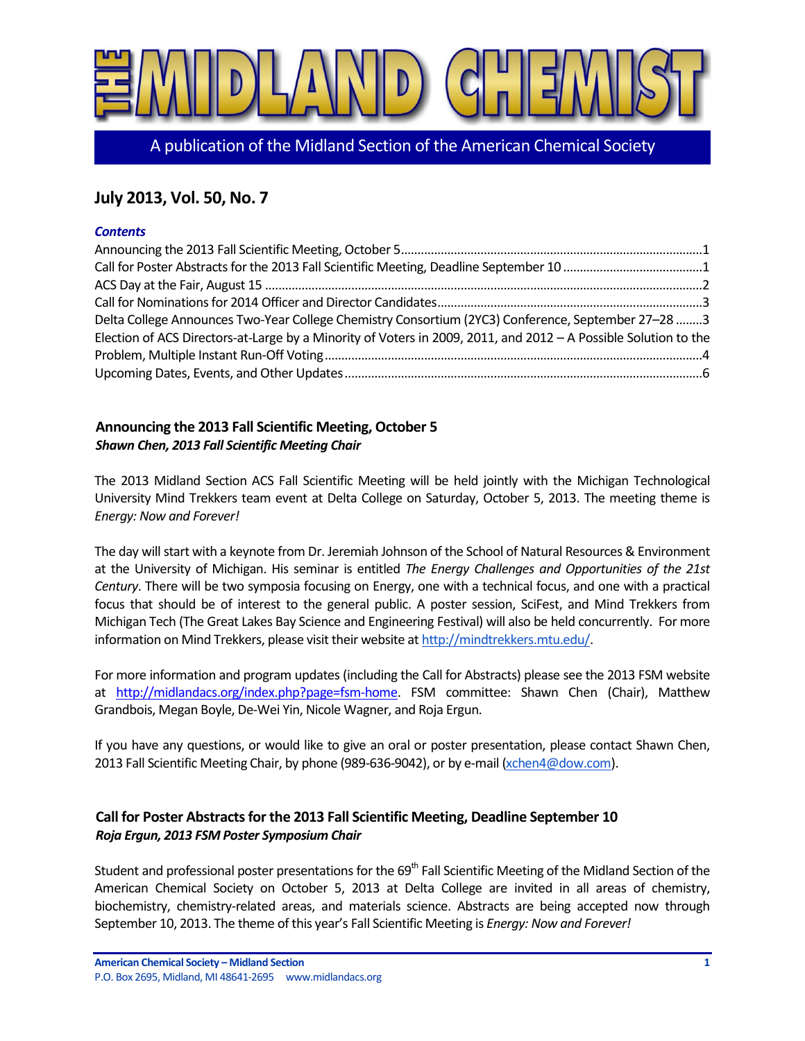# THE MIDLAND CHEMIST

A publication of the Midland Section of the American Chemical Society

## July 2013, Vol. 50, No. 7

***Contents***

Announcing the 2013 Fall Scientific Meeting, October 5 .......... 1
Call for Poster Abstracts for the 2013 Fall Scientific Meeting, Deadline September 10 .......... 1
ACS Day at the Fair, August 15 .......... 2
Call for Nominations for 2014 Officer and Director Candidates .......... 3
Delta College Announces Two-Year College Chemistry Consortium (2YC3) Conference, September 27–28 .......... 3
Election of ACS Directors-at-Large by a Minority of Voters in 2009, 2011, and 2012 – A Possible Solution to the Problem, Multiple Instant Run-Off Voting .......... 4
Upcoming Dates, Events, and Other Updates .......... 6

### Announcing the 2013 Fall Scientific Meeting, October 5

***Shawn Chen, 2013 Fall Scientific Meeting Chair***

The 2013 Midland Section ACS Fall Scientific Meeting will be held jointly with the Michigan Technological University Mind Trekkers team event at Delta College on Saturday, October 5, 2013. The meeting theme is *Energy: Now and Forever!*

The day will start with a keynote from Dr. Jeremiah Johnson of the School of Natural Resources & Environment at the University of Michigan. His seminar is entitled *The Energy Challenges and Opportunities of the 21st Century*. There will be two symposia focusing on Energy, one with a technical focus, and one with a practical focus that should be of interest to the general public. A poster session, SciFest, and Mind Trekkers from Michigan Tech (The Great Lakes Bay Science and Engineering Festival) will also be held concurrently. For more information on Mind Trekkers, please visit their website at http://mindtrekkers.mtu.edu/.

For more information and program updates (including the Call for Abstracts) please see the 2013 FSM website at http://midlandacs.org/index.php?page=fsm-home. FSM committee: Shawn Chen (Chair), Matthew Grandbois, Megan Boyle, De-Wei Yin, Nicole Wagner, and Roja Ergun.

If you have any questions, or would like to give an oral or poster presentation, please contact Shawn Chen, 2013 Fall Scientific Meeting Chair, by phone (989-636-9042), or by e-mail (xchen4@dow.com).

### Call for Poster Abstracts for the 2013 Fall Scientific Meeting, Deadline September 10

***Roja Ergun, 2013 FSM Poster Symposium Chair***

Student and professional poster presentations for the 69th Fall Scientific Meeting of the Midland Section of the American Chemical Society on October 5, 2013 at Delta College are invited in all areas of chemistry, biochemistry, chemistry-related areas, and materials science. Abstracts are being accepted now through September 10, 2013. The theme of this year's Fall Scientific Meeting is *Energy: Now and Forever!*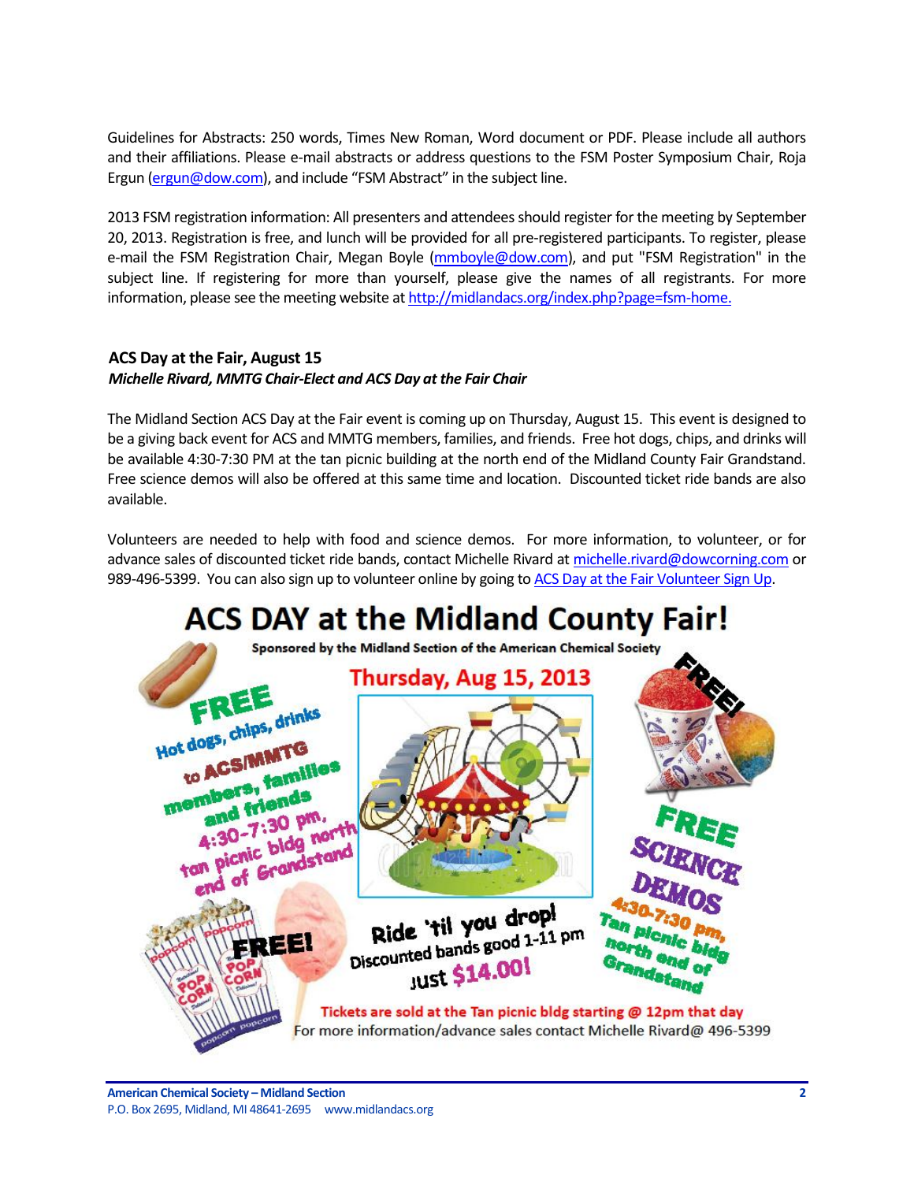Guidelines for Abstracts: 250 words, Times New Roman, Word document or PDF. Please include all authors and their affiliations. Please e-mail abstracts or address questions to the FSM Poster Symposium Chair, Roja Ergun (ergun@dow.com), and include "FSM Abstract" in the subject line.

2013 FSM registration information: All presenters and attendees should register for the meeting by September 20, 2013. Registration is free, and lunch will be provided for all pre-registered participants. To register, please e-mail the FSM Registration Chair, Megan Boyle (mmboyle@dow.com), and put "FSM Registration" in the subject line. If registering for more than yourself, please give the names of all registrants. For more information, please see the meeting website at http://midlandacs.org/index.php?page=fsm-home.

### ACS Day at the Fair, August 15

***Michelle Rivard, MMTG Chair-Elect and ACS Day at the Fair Chair***

The Midland Section ACS Day at the Fair event is coming up on Thursday, August 15. This event is designed to be a giving back event for ACS and MMTG members, families, and friends. Free hot dogs, chips, and drinks will be available 4:30-7:30 PM at the tan picnic building at the north end of the Midland County Fair Grandstand. Free science demos will also be offered at this same time and location. Discounted ticket ride bands are also available.

Volunteers are needed to help with food and science demos. For more information, to volunteer, or for advance sales of discounted ticket ride bands, contact Michelle Rivard at michelle.rivard@dowcorning.com or 989-496-5399. You can also sign up to volunteer online by going to ACS Day at the Fair Volunteer Sign Up.

## ACS DAY at the Midland County Fair!

**Sponsored by the Midland Section of the American Chemical Society**

**Thursday, Aug 15, 2013**

**FREE** Hot dogs, chips, drinks to ACS/MMTG members, families and friends 4:30-7:30 pm, tan picnic bldg north end of Grandstand

**FREE!**

**FREE SCIENCE DEMOS** 4:30-7:30 pm, Tan picnic bldg north end of Grandstand

**FREE!**

**Ride 'til you drop!** Discounted bands good 1-11 pm just $14.00!

Tickets are sold at the Tan picnic bldg starting @ 12pm that day

For more information/advance sales contact Michelle Rivard@ 496-5399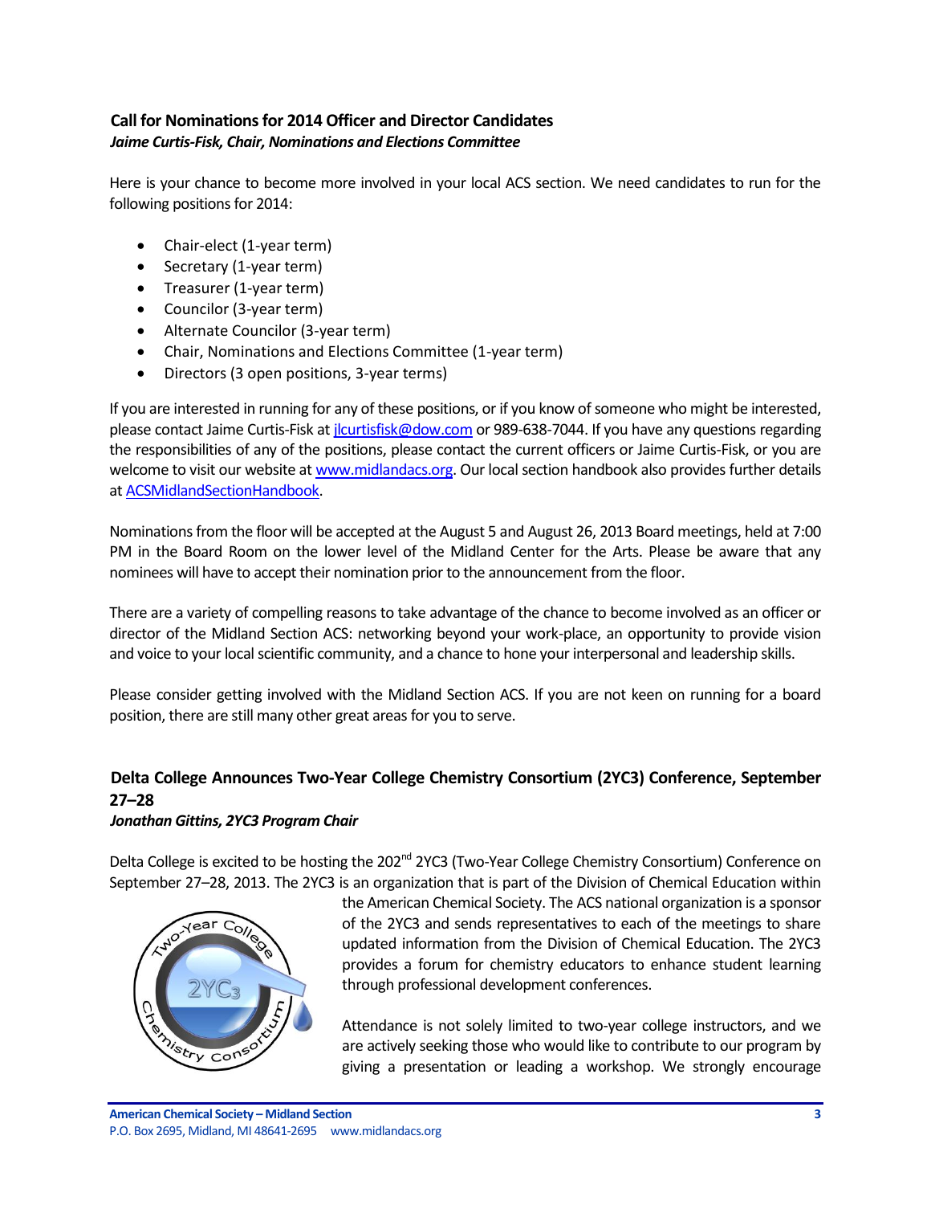### Call for Nominations for 2014 Officer and Director Candidates

***Jaime Curtis-Fisk, Chair, Nominations and Elections Committee***

Here is your chance to become more involved in your local ACS section. We need candidates to run for the following positions for 2014:

- Chair-elect (1-year term)
- Secretary (1-year term)
- Treasurer (1-year term)
- Councilor (3-year term)
- Alternate Councilor (3-year term)
- Chair, Nominations and Elections Committee (1-year term)
- Directors (3 open positions, 3-year terms)

If you are interested in running for any of these positions, or if you know of someone who might be interested, please contact Jaime Curtis-Fisk at jlcurtisfisk@dow.com or 989-638-7044. If you have any questions regarding the responsibilities of any of the positions, please contact the current officers or Jaime Curtis-Fisk, or you are welcome to visit our website at www.midlandacs.org. Our local section handbook also provides further details at ACSMidlandSectionHandbook.

Nominations from the floor will be accepted at the August 5 and August 26, 2013 Board meetings, held at 7:00 PM in the Board Room on the lower level of the Midland Center for the Arts. Please be aware that any nominees will have to accept their nomination prior to the announcement from the floor.

There are a variety of compelling reasons to take advantage of the chance to become involved as an officer or director of the Midland Section ACS: networking beyond your work-place, an opportunity to provide vision and voice to your local scientific community, and a chance to hone your interpersonal and leadership skills.

Please consider getting involved with the Midland Section ACS. If you are not keen on running for a board position, there are still many other great areas for you to serve.

### Delta College Announces Two-Year College Chemistry Consortium (2YC3) Conference, September 27–28

***Jonathan Gittins, 2YC3 Program Chair***

Delta College is excited to be hosting the 202nd 2YC3 (Two-Year College Chemistry Consortium) Conference on September 27–28, 2013. The 2YC3 is an organization that is part of the Division of Chemical Education within the American Chemical Society. The ACS national organization is a sponsor of the 2YC3 and sends representatives to each of the meetings to share updated information from the Division of Chemical Education. The 2YC3 provides a forum for chemistry educators to enhance student learning through professional development conferences.

Attendance is not solely limited to two-year college instructors, and we are actively seeking those who would like to contribute to our program by giving a presentation or leading a workshop. We strongly encourage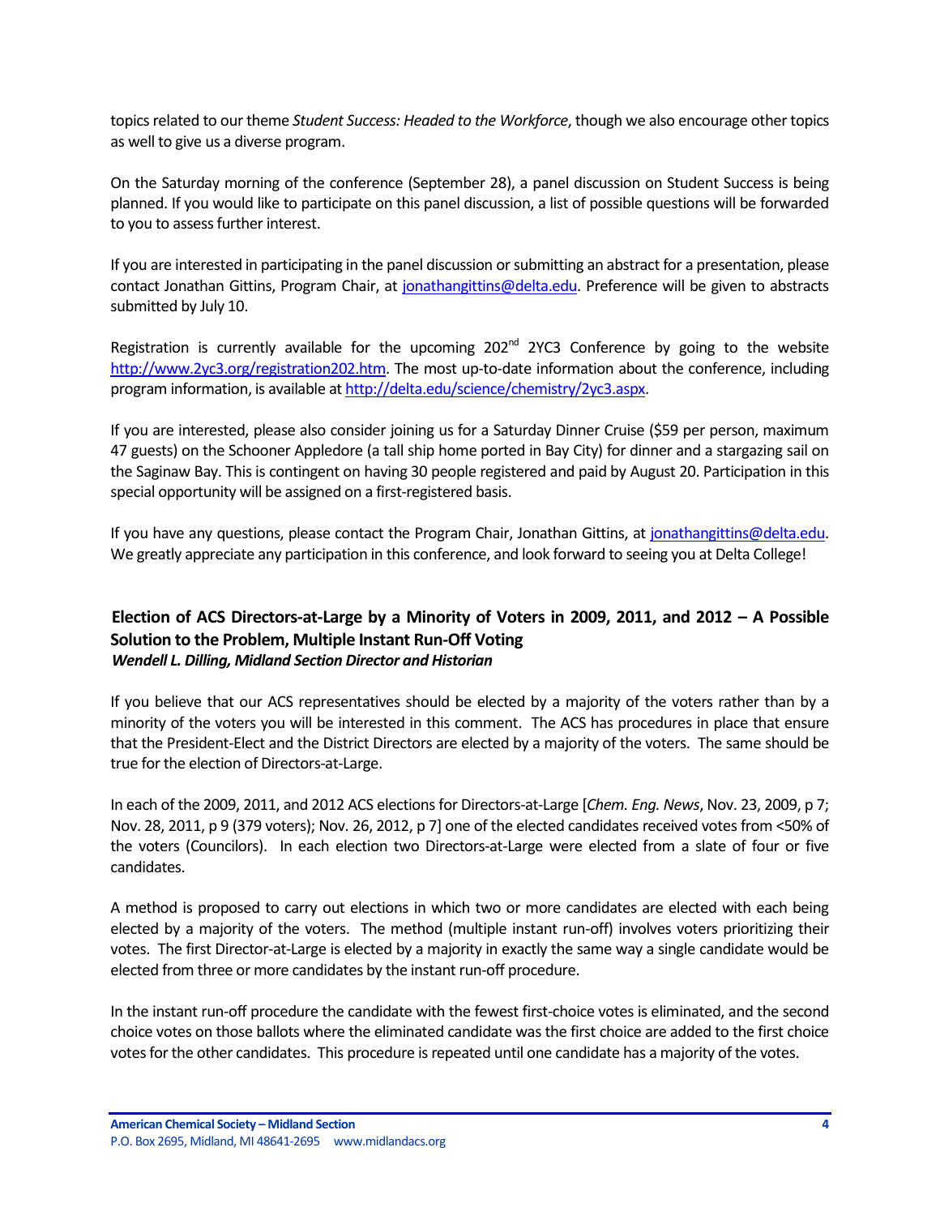topics related to our theme *Student Success: Headed to the Workforce*, though we also encourage other topics as well to give us a diverse program.

On the Saturday morning of the conference (September 28), a panel discussion on Student Success is being planned. If you would like to participate on this panel discussion, a list of possible questions will be forwarded to you to assess further interest.

If you are interested in participating in the panel discussion or submitting an abstract for a presentation, please contact Jonathan Gittins, Program Chair, at jonathangittins@delta.edu. Preference will be given to abstracts submitted by July 10.

Registration is currently available for the upcoming 202nd 2YC3 Conference by going to the website http://www.2yc3.org/registration202.htm. The most up-to-date information about the conference, including program information, is available at http://delta.edu/science/chemistry/2yc3.aspx.

If you are interested, please also consider joining us for a Saturday Dinner Cruise ($59 per person, maximum 47 guests) on the Schooner Appledore (a tall ship home ported in Bay City) for dinner and a stargazing sail on the Saginaw Bay. This is contingent on having 30 people registered and paid by August 20. Participation in this special opportunity will be assigned on a first-registered basis.

If you have any questions, please contact the Program Chair, Jonathan Gittins, at jonathangittins@delta.edu. We greatly appreciate any participation in this conference, and look forward to seeing you at Delta College!

## Election of ACS Directors-at-Large by a Minority of Voters in 2009, 2011, and 2012 – A Possible Solution to the Problem, Multiple Instant Run-Off Voting

***Wendell L. Dilling, Midland Section Director and Historian***

If you believe that our ACS representatives should be elected by a majority of the voters rather than by a minority of the voters you will be interested in this comment. The ACS has procedures in place that ensure that the President-Elect and the District Directors are elected by a majority of the voters. The same should be true for the election of Directors-at-Large.

In each of the 2009, 2011, and 2012 ACS elections for Directors-at-Large [*Chem. Eng. News*, Nov. 23, 2009, p 7; Nov. 28, 2011, p 9 (379 voters); Nov. 26, 2012, p 7] one of the elected candidates received votes from <50% of the voters (Councilors). In each election two Directors-at-Large were elected from a slate of four or five candidates.

A method is proposed to carry out elections in which two or more candidates are elected with each being elected by a majority of the voters. The method (multiple instant run-off) involves voters prioritizing their votes. The first Director-at-Large is elected by a majority in exactly the same way a single candidate would be elected from three or more candidates by the instant run-off procedure.

In the instant run-off procedure the candidate with the fewest first-choice votes is eliminated, and the second choice votes on those ballots where the eliminated candidate was the first choice are added to the first choice votes for the other candidates. This procedure is repeated until one candidate has a majority of the votes.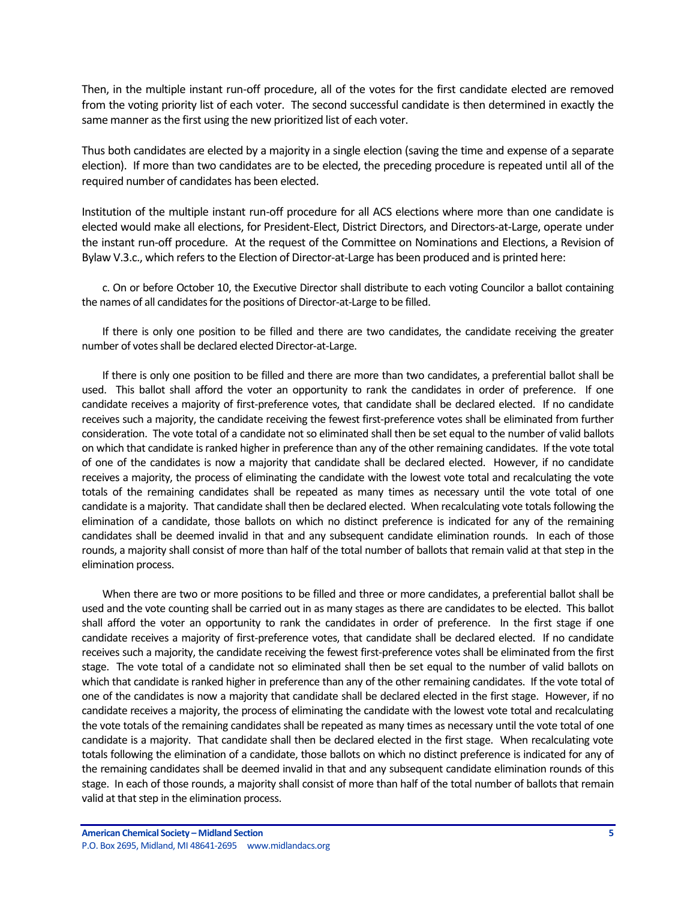Then, in the multiple instant run-off procedure, all of the votes for the first candidate elected are removed from the voting priority list of each voter. The second successful candidate is then determined in exactly the same manner as the first using the new prioritized list of each voter.

Thus both candidates are elected by a majority in a single election (saving the time and expense of a separate election). If more than two candidates are to be elected, the preceding procedure is repeated until all of the required number of candidates has been elected.

Institution of the multiple instant run-off procedure for all ACS elections where more than one candidate is elected would make all elections, for President-Elect, District Directors, and Directors-at-Large, operate under the instant run-off procedure. At the request of the Committee on Nominations and Elections, a Revision of Bylaw V.3.c., which refers to the Election of Director-at-Large has been produced and is printed here:

c. On or before October 10, the Executive Director shall distribute to each voting Councilor a ballot containing the names of all candidates for the positions of Director-at-Large to be filled.

If there is only one position to be filled and there are two candidates, the candidate receiving the greater number of votes shall be declared elected Director-at-Large.

If there is only one position to be filled and there are more than two candidates, a preferential ballot shall be used. This ballot shall afford the voter an opportunity to rank the candidates in order of preference. If one candidate receives a majority of first-preference votes, that candidate shall be declared elected. If no candidate receives such a majority, the candidate receiving the fewest first-preference votes shall be eliminated from further consideration. The vote total of a candidate not so eliminated shall then be set equal to the number of valid ballots on which that candidate is ranked higher in preference than any of the other remaining candidates. If the vote total of one of the candidates is now a majority that candidate shall be declared elected. However, if no candidate receives a majority, the process of eliminating the candidate with the lowest vote total and recalculating the vote totals of the remaining candidates shall be repeated as many times as necessary until the vote total of one candidate is a majority. That candidate shall then be declared elected. When recalculating vote totals following the elimination of a candidate, those ballots on which no distinct preference is indicated for any of the remaining candidates shall be deemed invalid in that and any subsequent candidate elimination rounds. In each of those rounds, a majority shall consist of more than half of the total number of ballots that remain valid at that step in the elimination process.

When there are two or more positions to be filled and three or more candidates, a preferential ballot shall be used and the vote counting shall be carried out in as many stages as there are candidates to be elected. This ballot shall afford the voter an opportunity to rank the candidates in order of preference. In the first stage if one candidate receives a majority of first-preference votes, that candidate shall be declared elected. If no candidate receives such a majority, the candidate receiving the fewest first-preference votes shall be eliminated from the first stage. The vote total of a candidate not so eliminated shall then be set equal to the number of valid ballots on which that candidate is ranked higher in preference than any of the other remaining candidates. If the vote total of one of the candidates is now a majority that candidate shall be declared elected in the first stage. However, if no candidate receives a majority, the process of eliminating the candidate with the lowest vote total and recalculating the vote totals of the remaining candidates shall be repeated as many times as necessary until the vote total of one candidate is a majority. That candidate shall then be declared elected in the first stage. When recalculating vote totals following the elimination of a candidate, those ballots on which no distinct preference is indicated for any of the remaining candidates shall be deemed invalid in that and any subsequent candidate elimination rounds of this stage. In each of those rounds, a majority shall consist of more than half of the total number of ballots that remain valid at that step in the elimination process.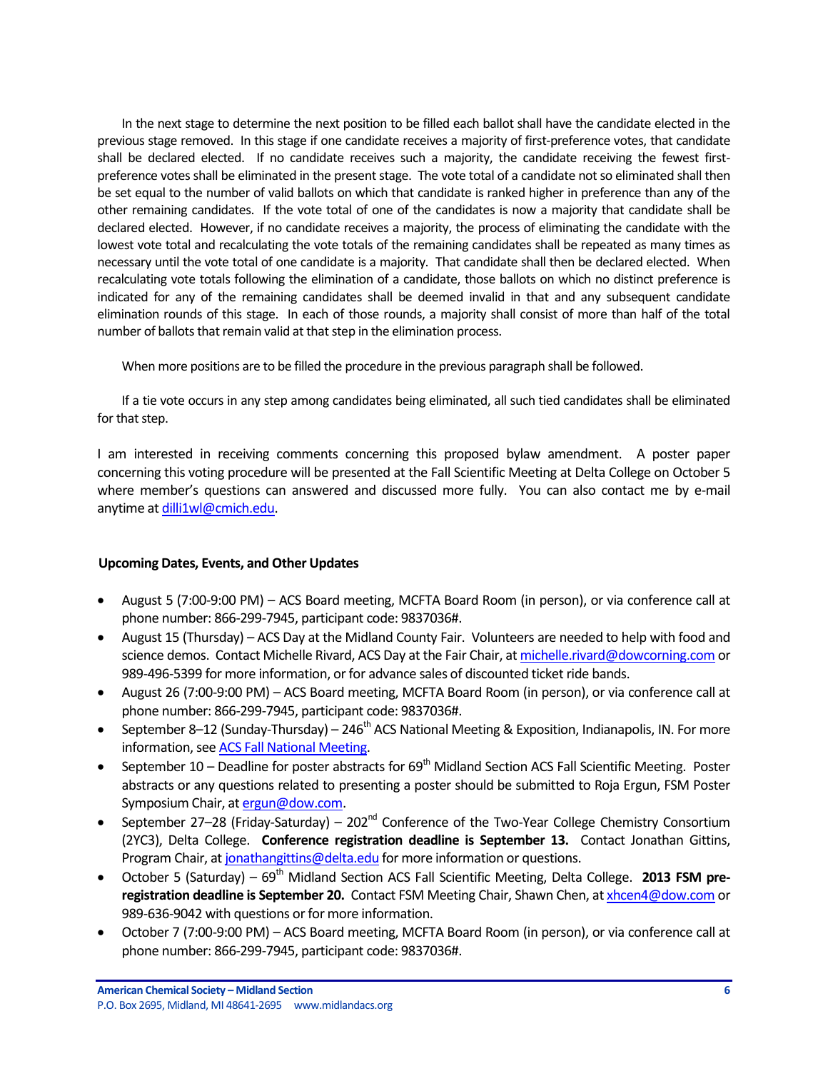In the next stage to determine the next position to be filled each ballot shall have the candidate elected in the previous stage removed. In this stage if one candidate receives a majority of first-preference votes, that candidate shall be declared elected. If no candidate receives such a majority, the candidate receiving the fewest first-preference votes shall be eliminated in the present stage. The vote total of a candidate not so eliminated shall then be set equal to the number of valid ballots on which that candidate is ranked higher in preference than any of the other remaining candidates. If the vote total of one of the candidates is now a majority that candidate shall be declared elected. However, if no candidate receives a majority, the process of eliminating the candidate with the lowest vote total and recalculating the vote totals of the remaining candidates shall be repeated as many times as necessary until the vote total of one candidate is a majority. That candidate shall then be declared elected. When recalculating vote totals following the elimination of a candidate, those ballots on which no distinct preference is indicated for any of the remaining candidates shall be deemed invalid in that and any subsequent candidate elimination rounds of this stage. In each of those rounds, a majority shall consist of more than half of the total number of ballots that remain valid at that step in the elimination process.

When more positions are to be filled the procedure in the previous paragraph shall be followed.

If a tie vote occurs in any step among candidates being eliminated, all such tied candidates shall be eliminated for that step.

I am interested in receiving comments concerning this proposed bylaw amendment. A poster paper concerning this voting procedure will be presented at the Fall Scientific Meeting at Delta College on October 5 where member's questions can answered and discussed more fully. You can also contact me by e-mail anytime at dilli1wl@cmich.edu.

**Upcoming Dates, Events, and Other Updates**

- August 5 (7:00-9:00 PM) – ACS Board meeting, MCFTA Board Room (in person), or via conference call at phone number: 866-299-7945, participant code: 9837036#.
- August 15 (Thursday) – ACS Day at the Midland County Fair. Volunteers are needed to help with food and science demos. Contact Michelle Rivard, ACS Day at the Fair Chair, at michelle.rivard@dowcorning.com or 989-496-5399 for more information, or for advance sales of discounted ticket ride bands.
- August 26 (7:00-9:00 PM) – ACS Board meeting, MCFTA Board Room (in person), or via conference call at phone number: 866-299-7945, participant code: 9837036#.
- September 8–12 (Sunday-Thursday) – 246th ACS National Meeting & Exposition, Indianapolis, IN. For more information, see ACS Fall National Meeting.
- September 10 – Deadline for poster abstracts for 69th Midland Section ACS Fall Scientific Meeting. Poster abstracts or any questions related to presenting a poster should be submitted to Roja Ergun, FSM Poster Symposium Chair, at ergun@dow.com.
- September 27–28 (Friday-Saturday) – 202nd Conference of the Two-Year College Chemistry Consortium (2YC3), Delta College. **Conference registration deadline is September 13.** Contact Jonathan Gittins, Program Chair, at jonathangittins@delta.edu for more information or questions.
- October 5 (Saturday) – 69th Midland Section ACS Fall Scientific Meeting, Delta College. **2013 FSM pre-registration deadline is September 20.** Contact FSM Meeting Chair, Shawn Chen, at xhcen4@dow.com or 989-636-9042 with questions or for more information.
- October 7 (7:00-9:00 PM) – ACS Board meeting, MCFTA Board Room (in person), or via conference call at phone number: 866-299-7945, participant code: 9837036#.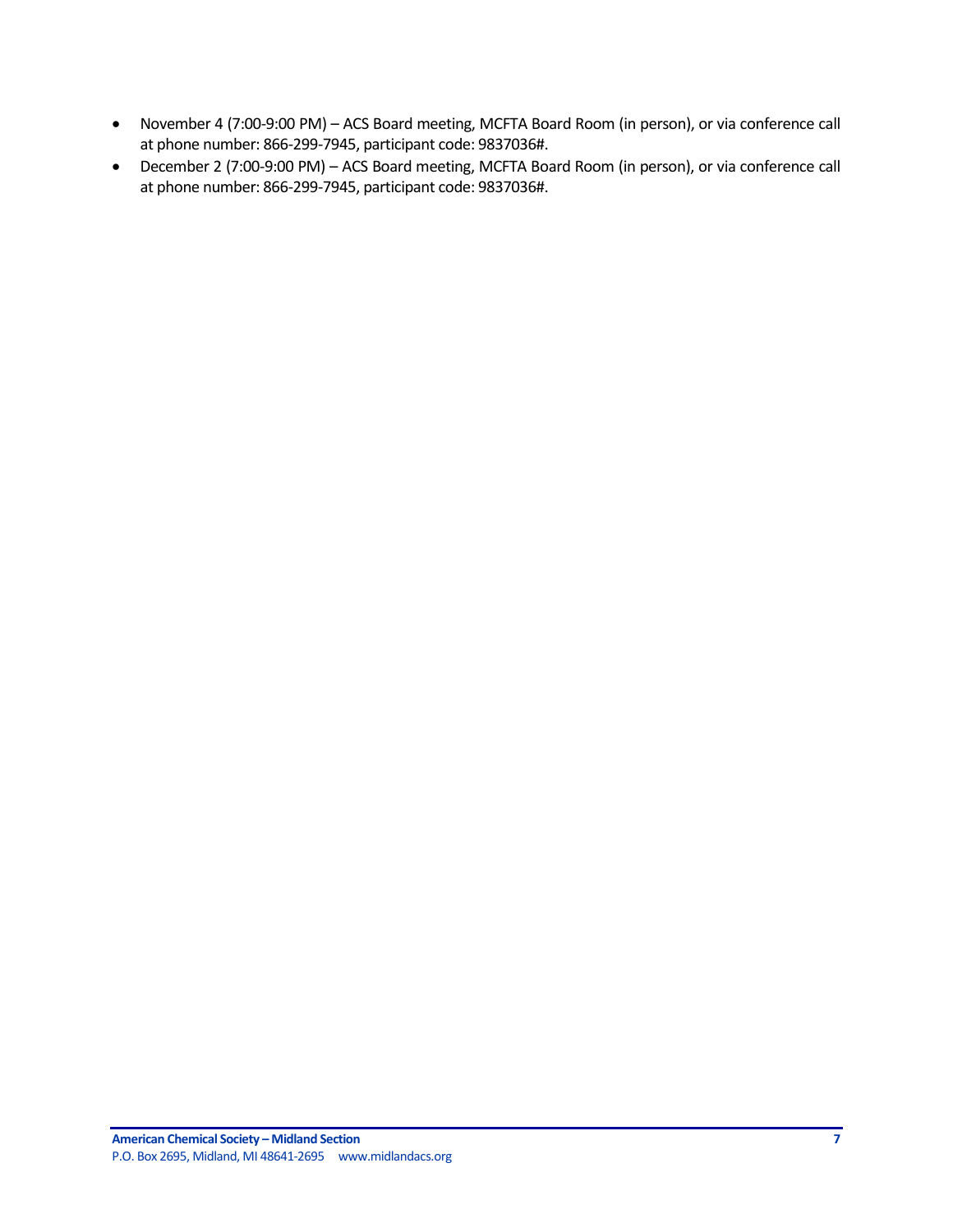- November 4 (7:00-9:00 PM) – ACS Board meeting, MCFTA Board Room (in person), or via conference call at phone number: 866-299-7945, participant code: 9837036#.
- December 2 (7:00-9:00 PM) – ACS Board meeting, MCFTA Board Room (in person), or via conference call at phone number: 866-299-7945, participant code: 9837036#.